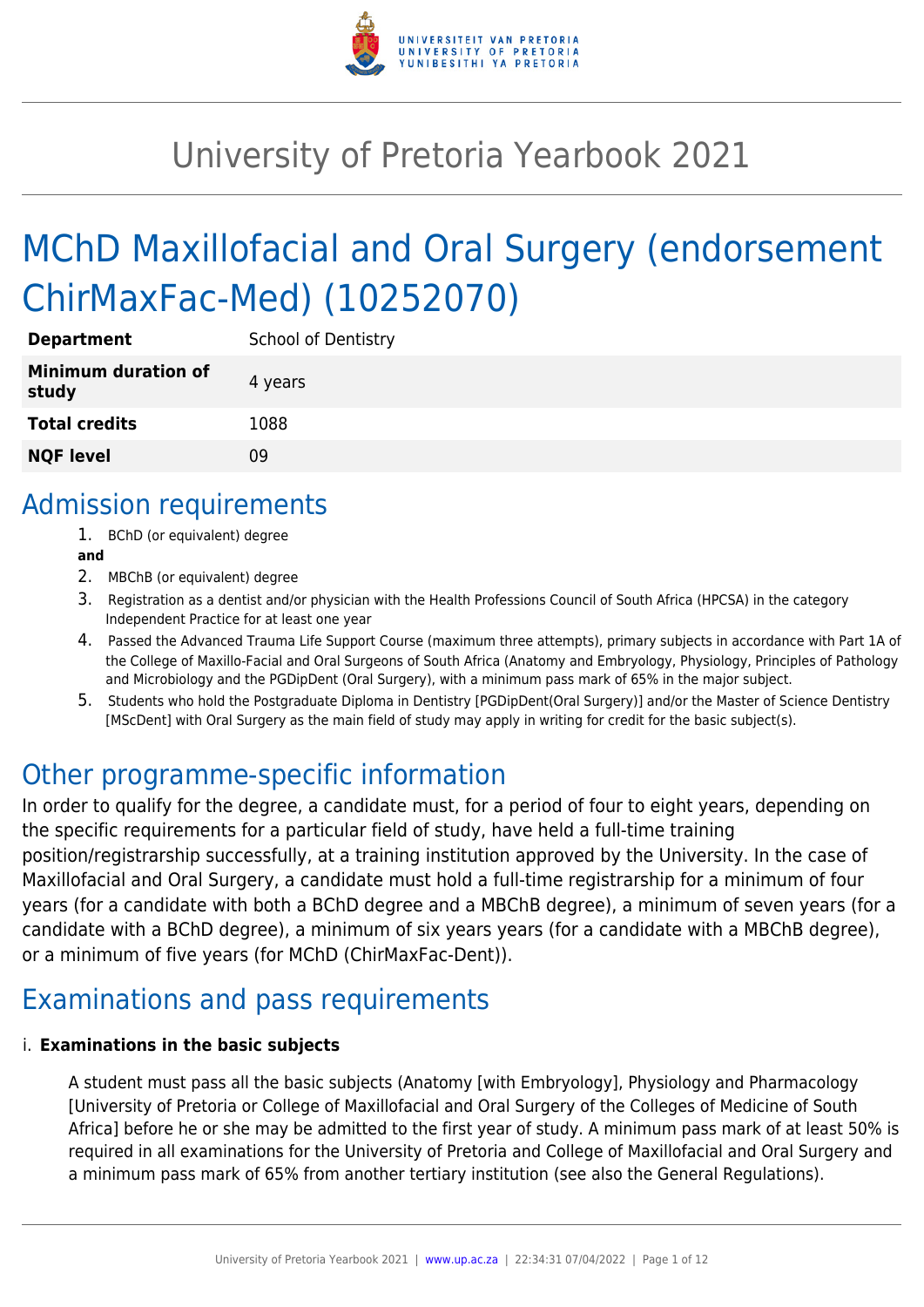# University of Pretoria Yearbook 2021

# MChD Maxillofacial and Oral Surgery (endorsement ChirMaxFac-Med) (10252070)

| | |
|---|---|
| **Department** | School of Dentistry |
| **Minimum duration of study** | 4 years |
| **Total credits** | 1088 |
| **NQF level** | 09 |

## Admission requirements

1. BChD (or equivalent) degree

**and**

2. MBChB (or equivalent) degree
3. Registration as a dentist and/or physician with the Health Professions Council of South Africa (HPCSA) in the category Independent Practice for at least one year
4. Passed the Advanced Trauma Life Support Course (maximum three attempts), primary subjects in accordance with Part 1A of the College of Maxillo-Facial and Oral Surgeons of South Africa (Anatomy and Embryology, Physiology, Principles of Pathology and Microbiology and the PGDipDent (Oral Surgery), with a minimum pass mark of 65% in the major subject.
5. Students who hold the Postgraduate Diploma in Dentistry [PGDipDent(Oral Surgery)] and/or the Master of Science Dentistry [MScDent] with Oral Surgery as the main field of study may apply in writing for credit for the basic subject(s).

## Other programme-specific information

In order to qualify for the degree, a candidate must, for a period of four to eight years, depending on the specific requirements for a particular field of study, have held a full-time training position/registrarship successfully, at a training institution approved by the University. In the case of Maxillofacial and Oral Surgery, a candidate must hold a full-time registrarship for a minimum of four years (for a candidate with both a BChD degree and a MBChB degree), a minimum of seven years (for a candidate with a BChD degree), a minimum of six years years (for a candidate with a MBChB degree), or a minimum of five years (for MChD (ChirMaxFac-Dent)).

## Examinations and pass requirements

i. **Examinations in the basic subjects**

A student must pass all the basic subjects (Anatomy [with Embryology], Physiology and Pharmacology [University of Pretoria or College of Maxillofacial and Oral Surgery of the Colleges of Medicine of South Africa] before he or she may be admitted to the first year of study. A minimum pass mark of at least 50% is required in all examinations for the University of Pretoria and College of Maxillofacial and Oral Surgery and a minimum pass mark of 65% from another tertiary institution (see also the General Regulations).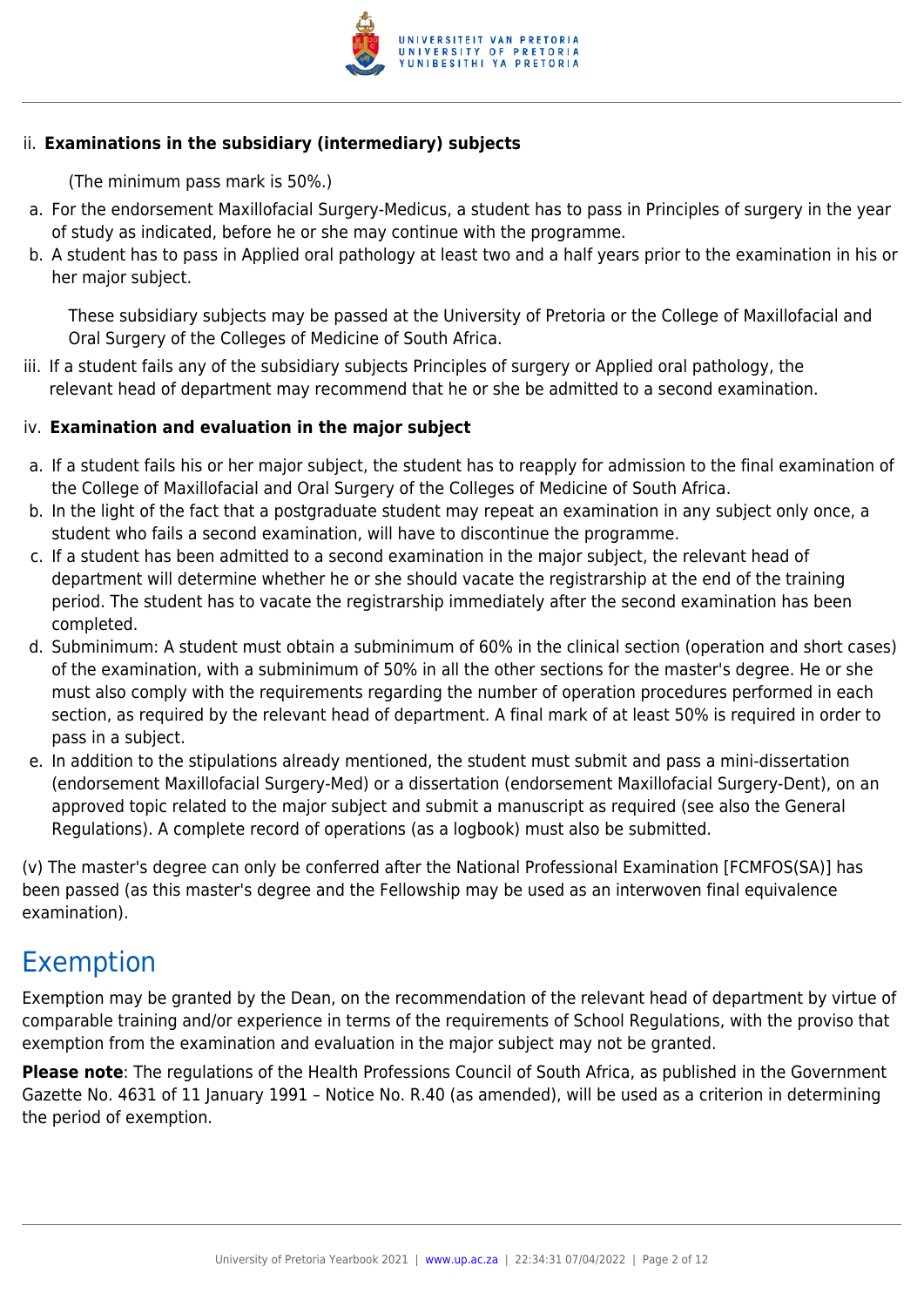ii. **Examinations in the subsidiary (intermediary) subjects**

(The minimum pass mark is 50%.)

a. For the endorsement Maxillofacial Surgery-Medicus, a student has to pass in Principles of surgery in the year of study as indicated, before he or she may continue with the programme.
b. A student has to pass in Applied oral pathology at least two and a half years prior to the examination in his or her major subject.

These subsidiary subjects may be passed at the University of Pretoria or the College of Maxillofacial and Oral Surgery of the Colleges of Medicine of South Africa.

iii. If a student fails any of the subsidiary subjects Principles of surgery or Applied oral pathology, the relevant head of department may recommend that he or she be admitted to a second examination.

iv. **Examination and evaluation in the major subject**

a. If a student fails his or her major subject, the student has to reapply for admission to the final examination of the College of Maxillofacial and Oral Surgery of the Colleges of Medicine of South Africa.
b. In the light of the fact that a postgraduate student may repeat an examination in any subject only once, a student who fails a second examination, will have to discontinue the programme.
c. If a student has been admitted to a second examination in the major subject, the relevant head of department will determine whether he or she should vacate the registrarship at the end of the training period. The student has to vacate the registrarship immediately after the second examination has been completed.
d. Subminimum: A student must obtain a subminimum of 60% in the clinical section (operation and short cases) of the examination, with a subminimum of 50% in all the other sections for the master's degree. He or she must also comply with the requirements regarding the number of operation procedures performed in each section, as required by the relevant head of department. A final mark of at least 50% is required in order to pass in a subject.
e. In addition to the stipulations already mentioned, the student must submit and pass a mini-dissertation (endorsement Maxillofacial Surgery-Med) or a dissertation (endorsement Maxillofacial Surgery-Dent), on an approved topic related to the major subject and submit a manuscript as required (see also the General Regulations). A complete record of operations (as a logbook) must also be submitted.

(v) The master's degree can only be conferred after the National Professional Examination [FCMFOS(SA)] has been passed (as this master's degree and the Fellowship may be used as an interwoven final equivalence examination).

## Exemption

Exemption may be granted by the Dean, on the recommendation of the relevant head of department by virtue of comparable training and/or experience in terms of the requirements of School Regulations, with the proviso that exemption from the examination and evaluation in the major subject may not be granted.

**Please note**: The regulations of the Health Professions Council of South Africa, as published in the Government Gazette No. 4631 of 11 January 1991 – Notice No. R.40 (as amended), will be used as a criterion in determining the period of exemption.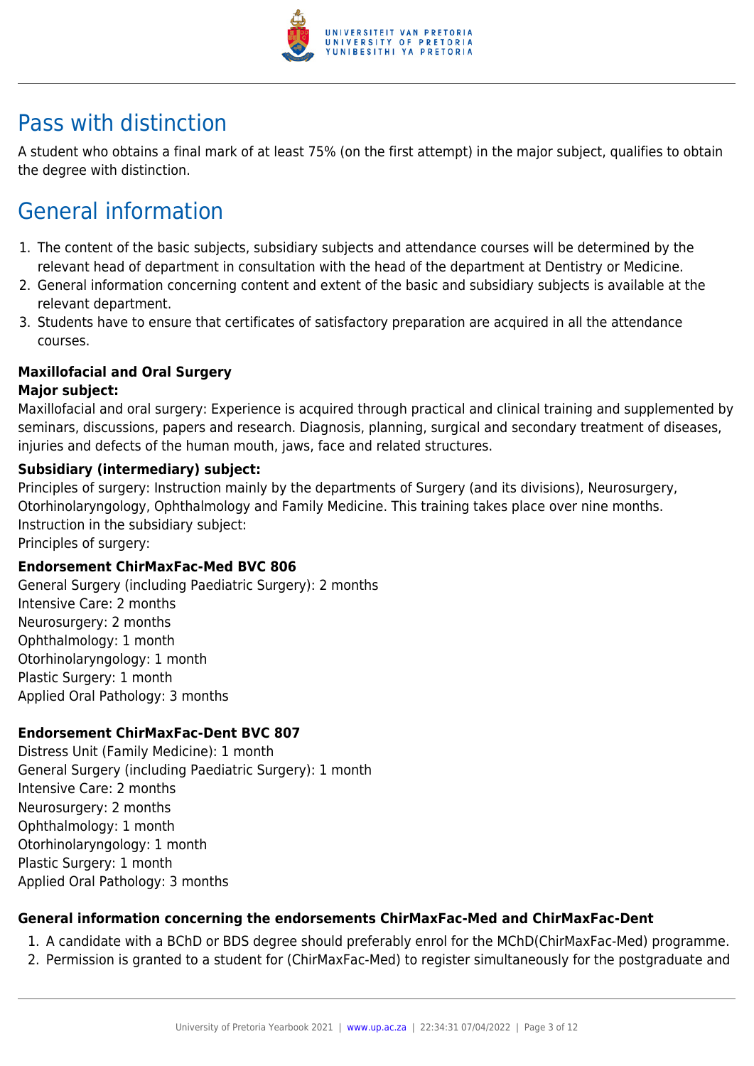## Pass with distinction

A student who obtains a final mark of at least 75% (on the first attempt) in the major subject, qualifies to obtain the degree with distinction.

## General information

1. The content of the basic subjects, subsidiary subjects and attendance courses will be determined by the relevant head of department in consultation with the head of the department at Dentistry or Medicine.
2. General information concerning content and extent of the basic and subsidiary subjects is available at the relevant department.
3. Students have to ensure that certificates of satisfactory preparation are acquired in all the attendance courses.

**Maxillofacial and Oral Surgery**
**Major subject:**
Maxillofacial and oral surgery: Experience is acquired through practical and clinical training and supplemented by seminars, discussions, papers and research. Diagnosis, planning, surgical and secondary treatment of diseases, injuries and defects of the human mouth, jaws, face and related structures.

**Subsidiary (intermediary) subject:**
Principles of surgery: Instruction mainly by the departments of Surgery (and its divisions), Neurosurgery, Otorhinolaryngology, Ophthalmology and Family Medicine. This training takes place over nine months.
Instruction in the subsidiary subject:
Principles of surgery:

**Endorsement ChirMaxFac-Med BVC 806**
General Surgery (including Paediatric Surgery): 2 months
Intensive Care: 2 months
Neurosurgery: 2 months
Ophthalmology: 1 month
Otorhinolaryngology: 1 month
Plastic Surgery: 1 month
Applied Oral Pathology: 3 months

**Endorsement ChirMaxFac-Dent BVC 807**
Distress Unit (Family Medicine): 1 month
General Surgery (including Paediatric Surgery): 1 month
Intensive Care: 2 months
Neurosurgery: 2 months
Ophthalmology: 1 month
Otorhinolaryngology: 1 month
Plastic Surgery: 1 month
Applied Oral Pathology: 3 months

**General information concerning the endorsements ChirMaxFac-Med and ChirMaxFac-Dent**

1. A candidate with a BChD or BDS degree should preferably enrol for the MChD(ChirMaxFac-Med) programme.
2. Permission is granted to a student for (ChirMaxFac-Med) to register simultaneously for the postgraduate and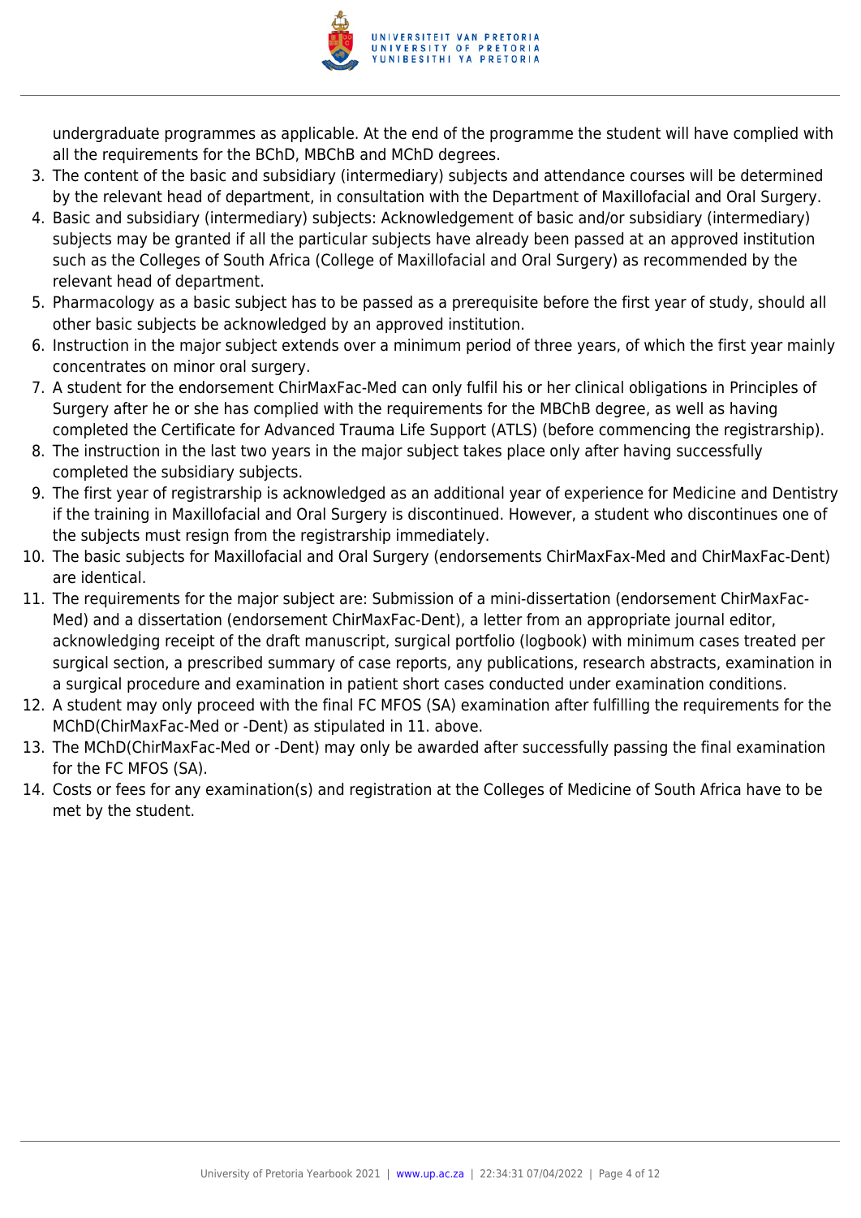undergraduate programmes as applicable. At the end of the programme the student will have complied with all the requirements for the BChD, MBChB and MChD degrees.

3. The content of the basic and subsidiary (intermediary) subjects and attendance courses will be determined by the relevant head of department, in consultation with the Department of Maxillofacial and Oral Surgery.
4. Basic and subsidiary (intermediary) subjects: Acknowledgement of basic and/or subsidiary (intermediary) subjects may be granted if all the particular subjects have already been passed at an approved institution such as the Colleges of South Africa (College of Maxillofacial and Oral Surgery) as recommended by the relevant head of department.
5. Pharmacology as a basic subject has to be passed as a prerequisite before the first year of study, should all other basic subjects be acknowledged by an approved institution.
6. Instruction in the major subject extends over a minimum period of three years, of which the first year mainly concentrates on minor oral surgery.
7. A student for the endorsement ChirMaxFac-Med can only fulfil his or her clinical obligations in Principles of Surgery after he or she has complied with the requirements for the MBChB degree, as well as having completed the Certificate for Advanced Trauma Life Support (ATLS) (before commencing the registrarship).
8. The instruction in the last two years in the major subject takes place only after having successfully completed the subsidiary subjects.
9. The first year of registrarship is acknowledged as an additional year of experience for Medicine and Dentistry if the training in Maxillofacial and Oral Surgery is discontinued. However, a student who discontinues one of the subjects must resign from the registrarship immediately.
10. The basic subjects for Maxillofacial and Oral Surgery (endorsements ChirMaxFax-Med and ChirMaxFac-Dent) are identical.
11. The requirements for the major subject are: Submission of a mini-dissertation (endorsement ChirMaxFac-Med) and a dissertation (endorsement ChirMaxFac-Dent), a letter from an appropriate journal editor, acknowledging receipt of the draft manuscript, surgical portfolio (logbook) with minimum cases treated per surgical section, a prescribed summary of case reports, any publications, research abstracts, examination in a surgical procedure and examination in patient short cases conducted under examination conditions.
12. A student may only proceed with the final FC MFOS (SA) examination after fulfilling the requirements for the MChD(ChirMaxFac-Med or -Dent) as stipulated in 11. above.
13. The MChD(ChirMaxFac-Med or -Dent) may only be awarded after successfully passing the final examination for the FC MFOS (SA).
14. Costs or fees for any examination(s) and registration at the Colleges of Medicine of South Africa have to be met by the student.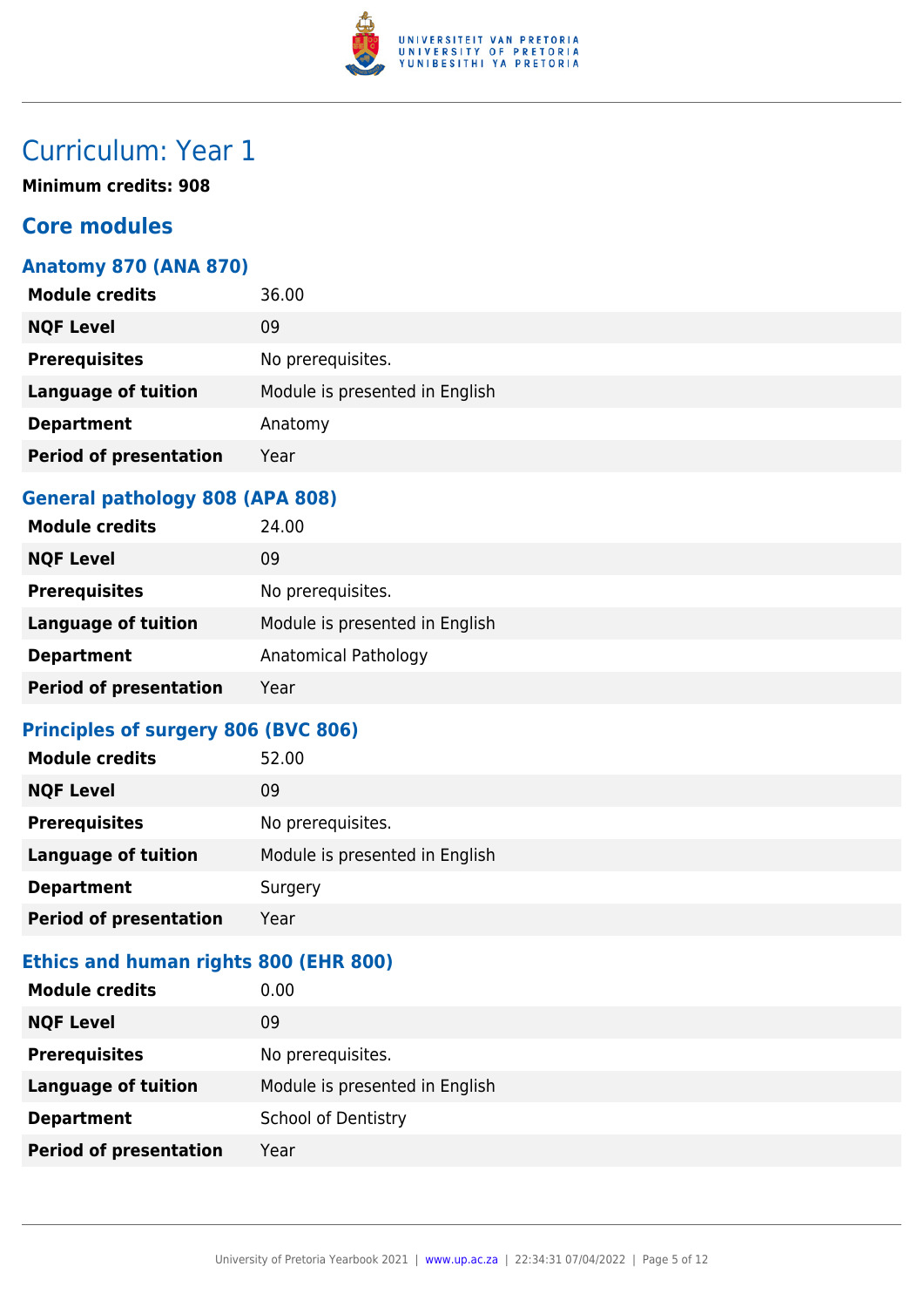# Curriculum: Year 1

**Minimum credits: 908**

## Core modules

### Anatomy 870 (ANA 870)

| | |
|---|---|
| **Module credits** | 36.00 |
| **NQF Level** | 09 |
| **Prerequisites** | No prerequisites. |
| **Language of tuition** | Module is presented in English |
| **Department** | Anatomy |
| **Period of presentation** | Year |

### General pathology 808 (APA 808)

| | |
|---|---|
| **Module credits** | 24.00 |
| **NQF Level** | 09 |
| **Prerequisites** | No prerequisites. |
| **Language of tuition** | Module is presented in English |
| **Department** | Anatomical Pathology |
| **Period of presentation** | Year |

### Principles of surgery 806 (BVC 806)

| | |
|---|---|
| **Module credits** | 52.00 |
| **NQF Level** | 09 |
| **Prerequisites** | No prerequisites. |
| **Language of tuition** | Module is presented in English |
| **Department** | Surgery |
| **Period of presentation** | Year |

### Ethics and human rights 800 (EHR 800)

| | |
|---|---|
| **Module credits** | 0.00 |
| **NQF Level** | 09 |
| **Prerequisites** | No prerequisites. |
| **Language of tuition** | Module is presented in English |
| **Department** | School of Dentistry |
| **Period of presentation** | Year |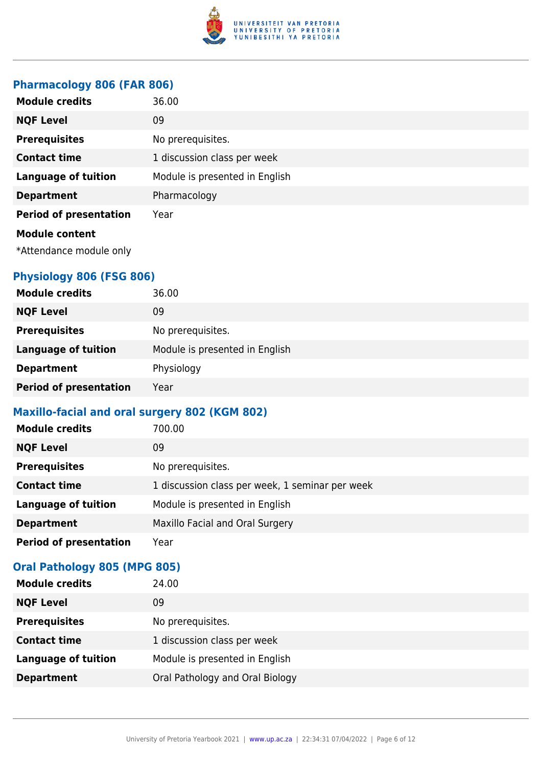### Pharmacology 806 (FAR 806)

| | |
|---|---|
| **Module credits** | 36.00 |
| **NQF Level** | 09 |
| **Prerequisites** | No prerequisites. |
| **Contact time** | 1 discussion class per week |
| **Language of tuition** | Module is presented in English |
| **Department** | Pharmacology |
| **Period of presentation** | Year |

**Module content**

*Attendance module only

### Physiology 806 (FSG 806)

| | |
|---|---|
| **Module credits** | 36.00 |
| **NQF Level** | 09 |
| **Prerequisites** | No prerequisites. |
| **Language of tuition** | Module is presented in English |
| **Department** | Physiology |
| **Period of presentation** | Year |

### Maxillo-facial and oral surgery 802 (KGM 802)

| | |
|---|---|
| **Module credits** | 700.00 |
| **NQF Level** | 09 |
| **Prerequisites** | No prerequisites. |
| **Contact time** | 1 discussion class per week, 1 seminar per week |
| **Language of tuition** | Module is presented in English |
| **Department** | Maxillo Facial and Oral Surgery |
| **Period of presentation** | Year |

### Oral Pathology 805 (MPG 805)

| | |
|---|---|
| **Module credits** | 24.00 |
| **NQF Level** | 09 |
| **Prerequisites** | No prerequisites. |
| **Contact time** | 1 discussion class per week |
| **Language of tuition** | Module is presented in English |
| **Department** | Oral Pathology and Oral Biology |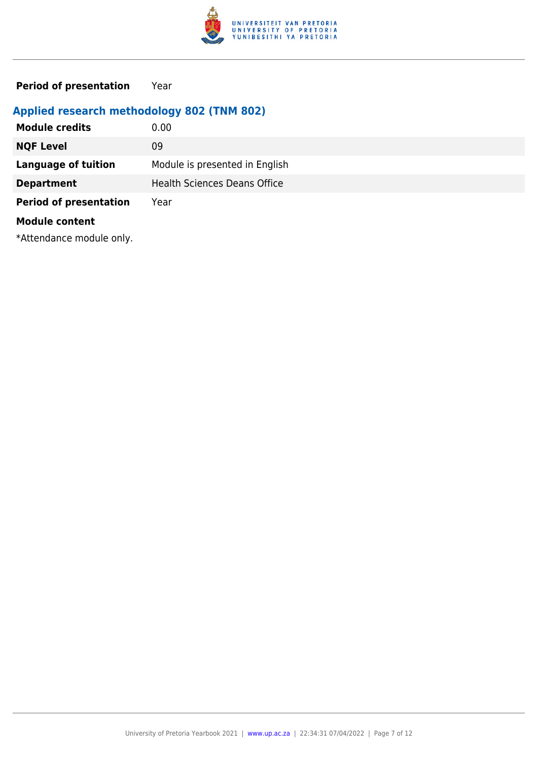| | |
|---|---|
| **Period of presentation** | Year |

### Applied research methodology 802 (TNM 802)

| | |
|---|---|
| **Module credits** | 0.00 |
| **NQF Level** | 09 |
| **Language of tuition** | Module is presented in English |
| **Department** | Health Sciences Deans Office |
| **Period of presentation** | Year |

**Module content**

*Attendance module only.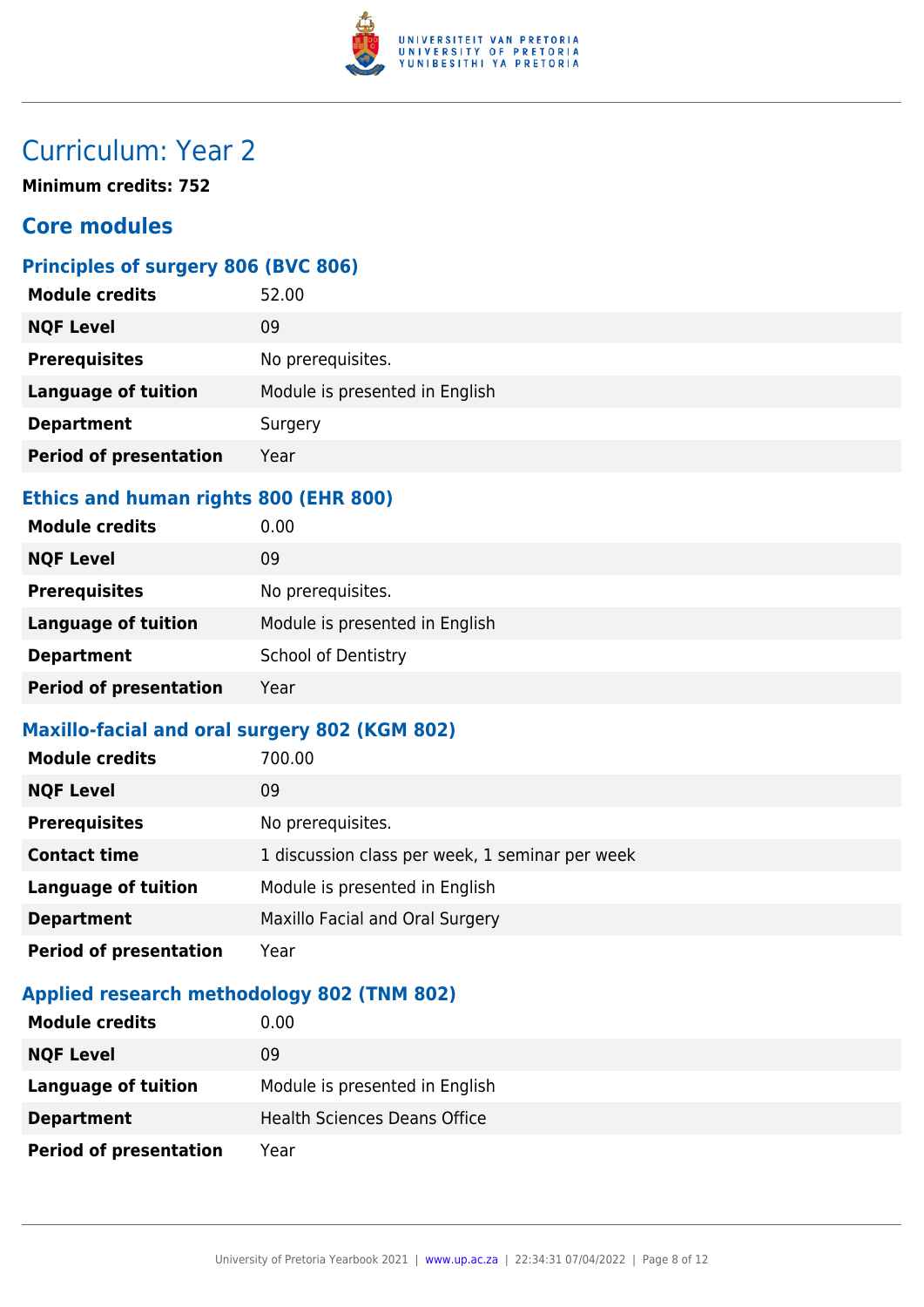# Curriculum: Year 2

**Minimum credits: 752**

## Core modules

### Principles of surgery 806 (BVC 806)

| | |
|---|---|
| **Module credits** | 52.00 |
| **NQF Level** | 09 |
| **Prerequisites** | No prerequisites. |
| **Language of tuition** | Module is presented in English |
| **Department** | Surgery |
| **Period of presentation** | Year |

### Ethics and human rights 800 (EHR 800)

| | |
|---|---|
| **Module credits** | 0.00 |
| **NQF Level** | 09 |
| **Prerequisites** | No prerequisites. |
| **Language of tuition** | Module is presented in English |
| **Department** | School of Dentistry |
| **Period of presentation** | Year |

### Maxillo-facial and oral surgery 802 (KGM 802)

| | |
|---|---|
| **Module credits** | 700.00 |
| **NQF Level** | 09 |
| **Prerequisites** | No prerequisites. |
| **Contact time** | 1 discussion class per week, 1 seminar per week |
| **Language of tuition** | Module is presented in English |
| **Department** | Maxillo Facial and Oral Surgery |
| **Period of presentation** | Year |

### Applied research methodology 802 (TNM 802)

| | |
|---|---|
| **Module credits** | 0.00 |
| **NQF Level** | 09 |
| **Language of tuition** | Module is presented in English |
| **Department** | Health Sciences Deans Office |
| **Period of presentation** | Year |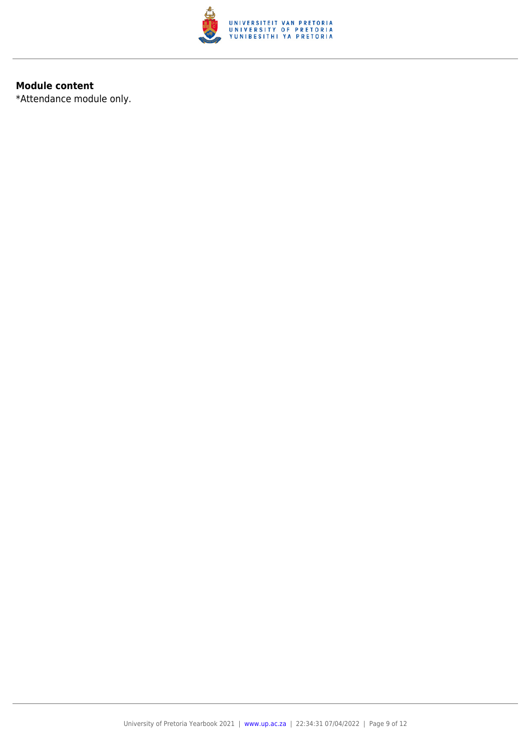**Module content**

*Attendance module only.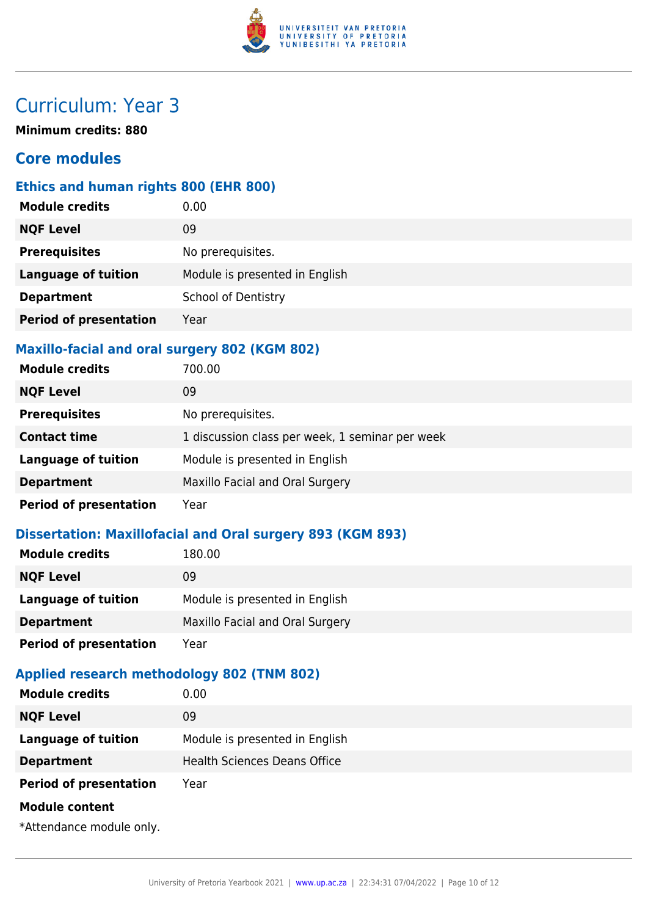# Curriculum: Year 3

**Minimum credits: 880**

## Core modules

### Ethics and human rights 800 (EHR 800)

| | |
|---|---|
| **Module credits** | 0.00 |
| **NQF Level** | 09 |
| **Prerequisites** | No prerequisites. |
| **Language of tuition** | Module is presented in English |
| **Department** | School of Dentistry |
| **Period of presentation** | Year |

### Maxillo-facial and oral surgery 802 (KGM 802)

| | |
|---|---|
| **Module credits** | 700.00 |
| **NQF Level** | 09 |
| **Prerequisites** | No prerequisites. |
| **Contact time** | 1 discussion class per week, 1 seminar per week |
| **Language of tuition** | Module is presented in English |
| **Department** | Maxillo Facial and Oral Surgery |
| **Period of presentation** | Year |

### Dissertation: Maxillofacial and Oral surgery 893 (KGM 893)

| | |
|---|---|
| **Module credits** | 180.00 |
| **NQF Level** | 09 |
| **Language of tuition** | Module is presented in English |
| **Department** | Maxillo Facial and Oral Surgery |
| **Period of presentation** | Year |

### Applied research methodology 802 (TNM 802)

| | |
|---|---|
| **Module credits** | 0.00 |
| **NQF Level** | 09 |
| **Language of tuition** | Module is presented in English |
| **Department** | Health Sciences Deans Office |
| **Period of presentation** | Year |

**Module content**

*Attendance module only.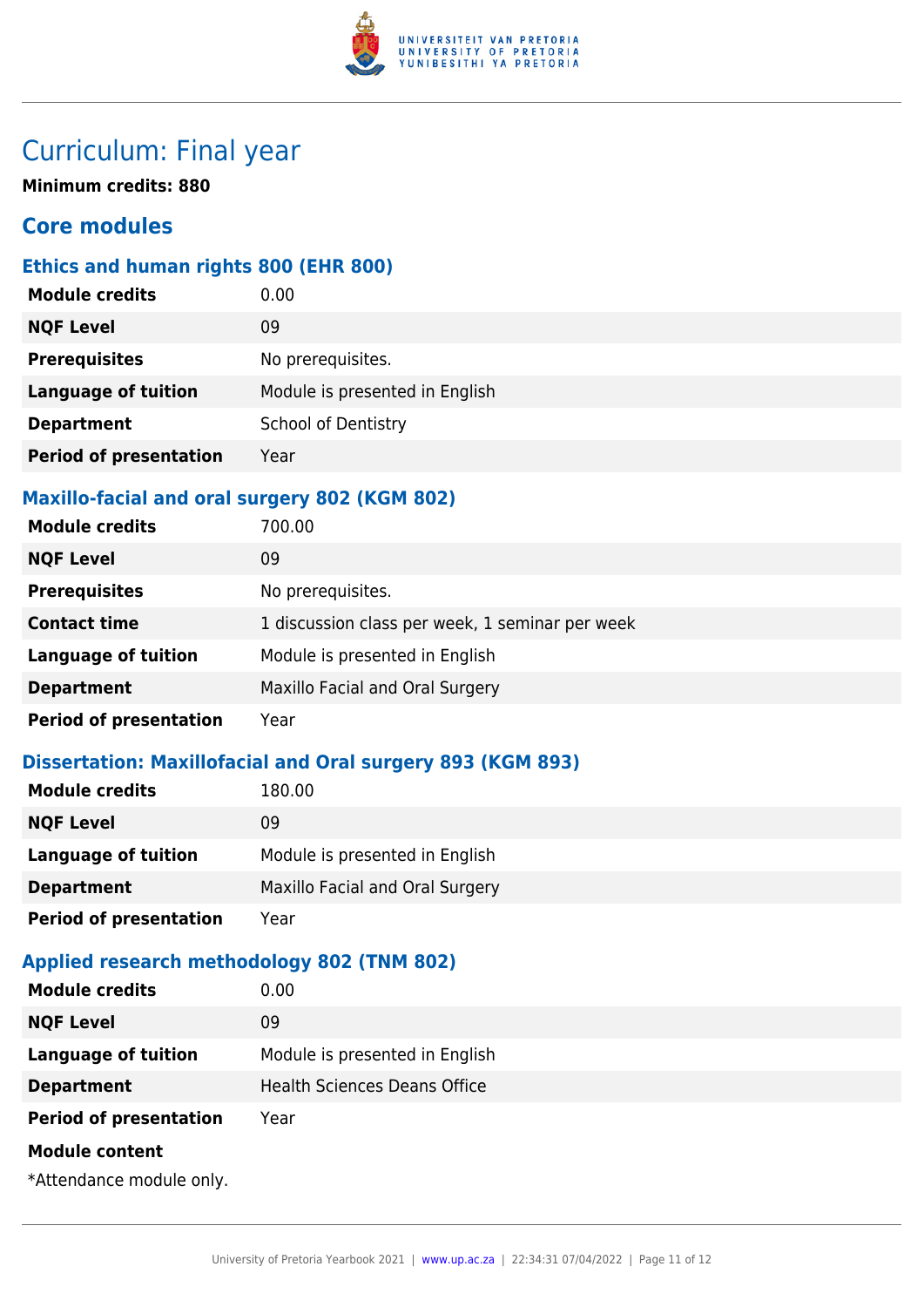# Curriculum: Final year

**Minimum credits: 880**

## Core modules

### Ethics and human rights 800 (EHR 800)

| | |
|---|---|
| **Module credits** | 0.00 |
| **NQF Level** | 09 |
| **Prerequisites** | No prerequisites. |
| **Language of tuition** | Module is presented in English |
| **Department** | School of Dentistry |
| **Period of presentation** | Year |

### Maxillo-facial and oral surgery 802 (KGM 802)

| | |
|---|---|
| **Module credits** | 700.00 |
| **NQF Level** | 09 |
| **Prerequisites** | No prerequisites. |
| **Contact time** | 1 discussion class per week, 1 seminar per week |
| **Language of tuition** | Module is presented in English |
| **Department** | Maxillo Facial and Oral Surgery |
| **Period of presentation** | Year |

### Dissertation: Maxillofacial and Oral surgery 893 (KGM 893)

| | |
|---|---|
| **Module credits** | 180.00 |
| **NQF Level** | 09 |
| **Language of tuition** | Module is presented in English |
| **Department** | Maxillo Facial and Oral Surgery |
| **Period of presentation** | Year |

### Applied research methodology 802 (TNM 802)

| | |
|---|---|
| **Module credits** | 0.00 |
| **NQF Level** | 09 |
| **Language of tuition** | Module is presented in English |
| **Department** | Health Sciences Deans Office |
| **Period of presentation** | Year |

**Module content**

*Attendance module only.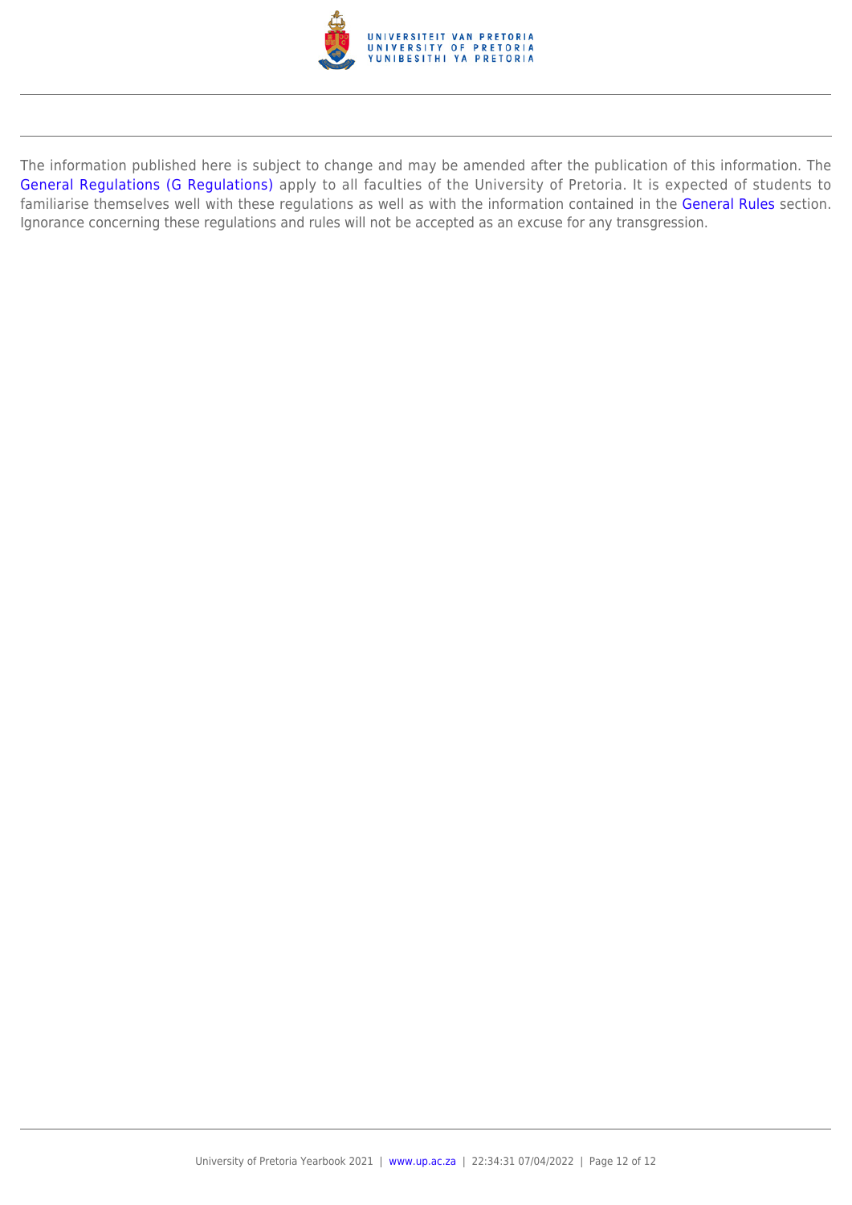The information published here is subject to change and may be amended after the publication of this information. The General Regulations (G Regulations) apply to all faculties of the University of Pretoria. It is expected of students to familiarise themselves well with these regulations as well as with the information contained in the General Rules section. Ignorance concerning these regulations and rules will not be accepted as an excuse for any transgression.